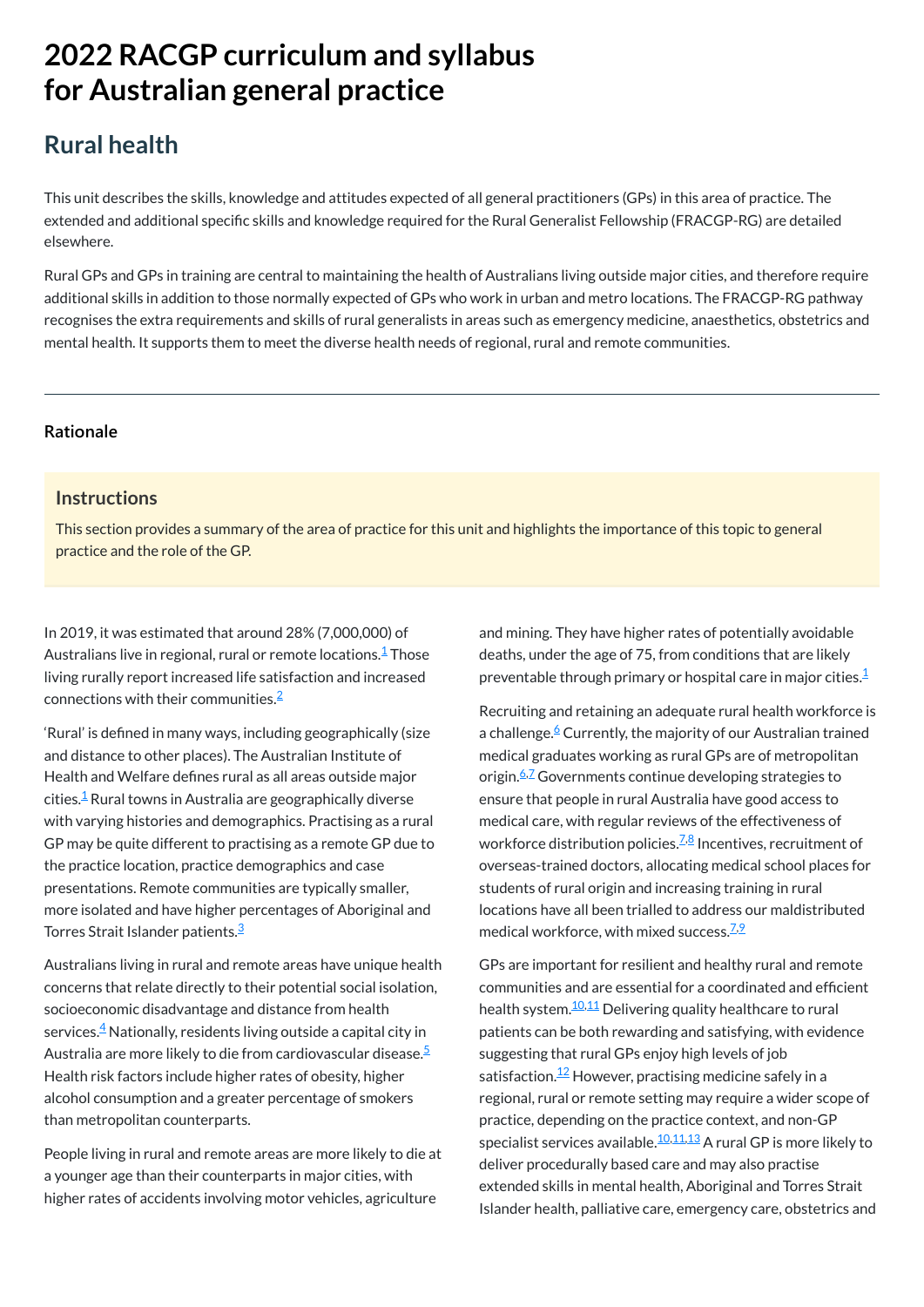# 2022 RACGP curriculum and syllabus for Australian general practice

## Rural health

This unit describes the skills, knowledge and attitudes expected of all general practitioners (GPs) in this area of practice. The extended and additional specific skills and knowledge required for the Rural Generalist Fellowship (FRACGP-RG) are detailed elsewhere.

Rural GPs and GPs in training are central to maintaining the health of Australians living outside major cities, and therefore require additional skills in addition to those normally expected of GPs who work in urban and metro locations. The FRACGP-RG pathway recognises the extra requirements and skills of rural generalists in areas such as emergency medicine, anaesthetics, obstetrics and mental health. It supports them to meet the diverse health needs of regional, rural and remote communities.

### Rationale

#### Instructions

This section provides a summary of the area of practice for this unit and highlights the importance of this topic to general practice and the role of the GP.

In 2019, it was estimated that around 28% (7,000,000) of Australians live in regional, rural or remote locations.[1] Those living rurally report increased life satisfaction and increased connections with their communities.[2]

'Rural' is defined in many ways, including geographically (size and distance to other places). The Australian Institute of Health and Welfare defines rural as all areas outside major cities.[1] Rural towns in Australia are geographically diverse with varying histories and demographics. Practising as a rural GP may be quite different to practising as a remote GP due to the practice location, practice demographics and case presentations. Remote communities are typically smaller, more isolated and have higher percentages of Aboriginal and Torres Strait Islander patients.[3]

Australians living in rural and remote areas have unique health concerns that relate directly to their potential social isolation, socioeconomic disadvantage and distance from health services.[4] Nationally, residents living outside a capital city in Australia are more likely to die from cardiovascular disease.[5] Health risk factors include higher rates of obesity, higher alcohol consumption and a greater percentage of smokers than metropolitan counterparts.

People living in rural and remote areas are more likely to die at a younger age than their counterparts in major cities, with higher rates of accidents involving motor vehicles, agriculture and mining. They have higher rates of potentially avoidable deaths, under the age of 75, from conditions that are likely preventable through primary or hospital care in major cities.[1]

Recruiting and retaining an adequate rural health workforce is a challenge.[6] Currently, the majority of our Australian trained medical graduates working as rural GPs are of metropolitan origin.[6,7] Governments continue developing strategies to ensure that people in rural Australia have good access to medical care, with regular reviews of the effectiveness of workforce distribution policies.[7,8] Incentives, recruitment of overseas-trained doctors, allocating medical school places for students of rural origin and increasing training in rural locations have all been trialled to address our maldistributed medical workforce, with mixed success.[7,9]

GPs are important for resilient and healthy rural and remote communities and are essential for a coordinated and efficient health system.[10,11] Delivering quality healthcare to rural patients can be both rewarding and satisfying, with evidence suggesting that rural GPs enjoy high levels of job satisfaction.[12] However, practising medicine safely in a regional, rural or remote setting may require a wider scope of practice, depending on the practice context, and non-GP specialist services available.[10,11,13] A rural GP is more likely to deliver procedurally based care and may also practise extended skills in mental health, Aboriginal and Torres Strait Islander health, palliative care, emergency care, obstetrics and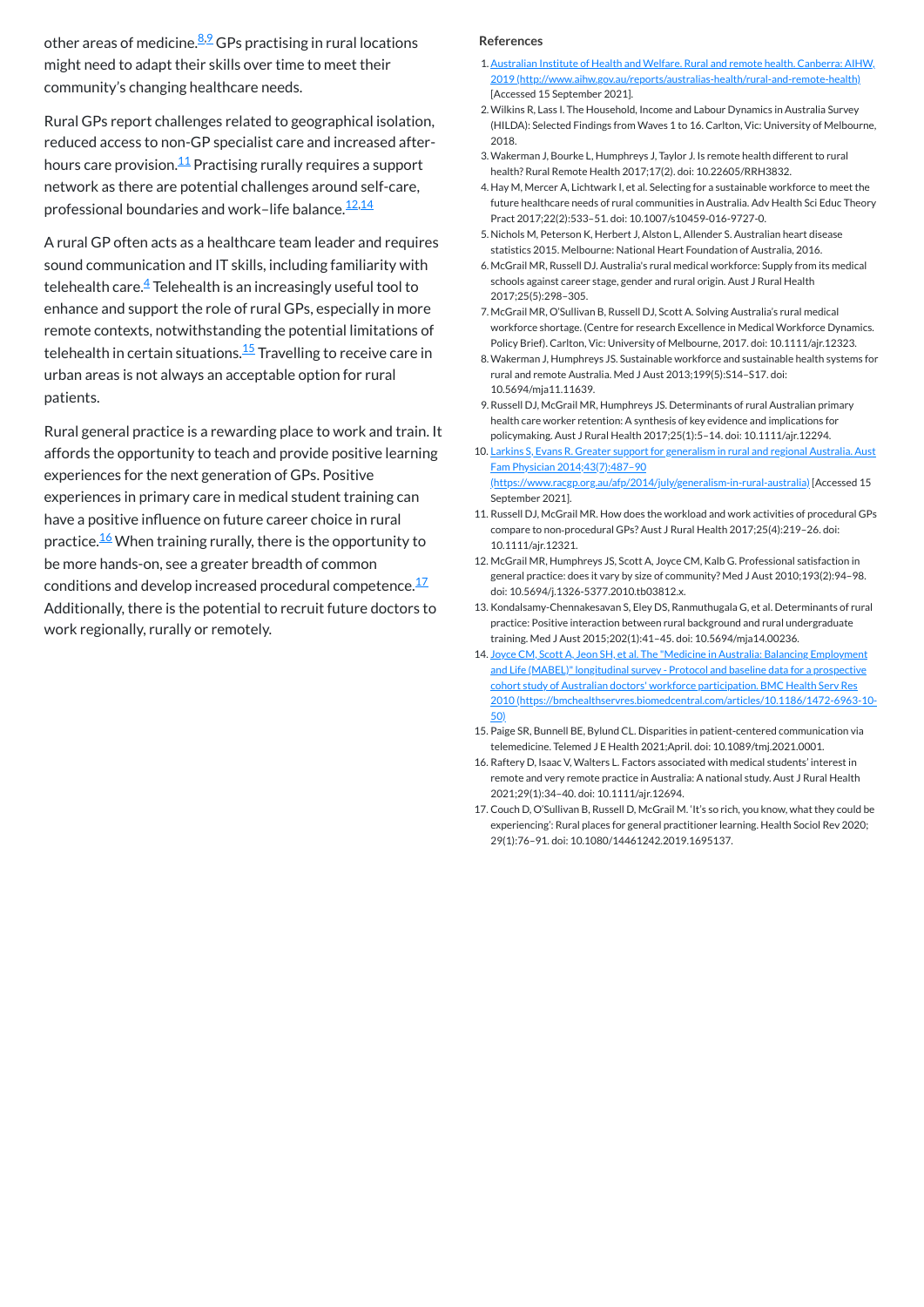other areas of medicine.[8,9] GPs practising in rural locations might need to adapt their skills over time to meet their community's changing healthcare needs.

Rural GPs report challenges related to geographical isolation, reduced access to non-GP specialist care and increased after-hours care provision.[11] Practising rurally requires a support network as there are potential challenges around self-care, professional boundaries and work–life balance.[12,14]

A rural GP often acts as a healthcare team leader and requires sound communication and IT skills, including familiarity with telehealth care.[4] Telehealth is an increasingly useful tool to enhance and support the role of rural GPs, especially in more remote contexts, notwithstanding the potential limitations of telehealth in certain situations.[15] Travelling to receive care in urban areas is not always an acceptable option for rural patients.

Rural general practice is a rewarding place to work and train. It affords the opportunity to teach and provide positive learning experiences for the next generation of GPs. Positive experiences in primary care in medical student training can have a positive influence on future career choice in rural practice.[16] When training rurally, there is the opportunity to be more hands-on, see a greater breadth of common conditions and develop increased procedural competence.[17] Additionally, there is the potential to recruit future doctors to work regionally, rurally or remotely.

## References

1. Australian Institute of Health and Welfare. Rural and remote health. Canberra: AIHW, 2019 (http://www.aihw.gov.au/reports/australias-health/rural-and-remote-health) [Accessed 15 September 2021].
2. Wilkins R, Lass I. The Household, Income and Labour Dynamics in Australia Survey (HILDA): Selected Findings from Waves 1 to 16. Carlton, Vic: University of Melbourne, 2018.
3. Wakerman J, Bourke L, Humphreys J, Taylor J. Is remote health different to rural health? Rural Remote Health 2017;17(2). doi: 10.22605/RRH3832.
4. Hay M, Mercer A, Lichtwark I, et al. Selecting for a sustainable workforce to meet the future healthcare needs of rural communities in Australia. Adv Health Sci Educ Theory Pract 2017;22(2):533–51. doi: 10.1007/s10459-016-9727-0.
5. Nichols M, Peterson K, Herbert J, Alston L, Allender S. Australian heart disease statistics 2015. Melbourne: National Heart Foundation of Australia, 2016.
6. McGrail MR, Russell DJ. Australia's rural medical workforce: Supply from its medical schools against career stage, gender and rural origin. Aust J Rural Health 2017;25(5):298–305.
7. McGrail MR, O'Sullivan B, Russell DJ, Scott A. Solving Australia's rural medical workforce shortage. (Centre for research Excellence in Medical Workforce Dynamics. Policy Brief). Carlton, Vic: University of Melbourne, 2017. doi: 10.1111/ajr.12323.
8. Wakerman J, Humphreys JS. Sustainable workforce and sustainable health systems for rural and remote Australia. Med J Aust 2013;199(5):S14–S17. doi: 10.5694/mja11.11639.
9. Russell DJ, McGrail MR, Humphreys JS. Determinants of rural Australian primary health care worker retention: A synthesis of key evidence and implications for policymaking. Aust J Rural Health 2017;25(1):5–14. doi: 10.1111/ajr.12294.
10. Larkins S, Evans R. Greater support for generalism in rural and regional Australia. Aust Fam Physician 2014;43(7):487–90 (https://www.racgp.org.au/afp/2014/july/generalism-in-rural-australia) [Accessed 15 September 2021].
11. Russell DJ, McGrail MR. How does the workload and work activities of procedural GPs compare to non-procedural GPs? Aust J Rural Health 2017;25(4):219–26. doi: 10.1111/ajr.12321.
12. McGrail MR, Humphreys JS, Scott A, Joyce CM, Kalb G. Professional satisfaction in general practice: does it vary by size of community? Med J Aust 2010;193(2):94–98. doi: 10.5694/j.1326-5377.2010.tb03812.x.
13. Kondalsamy-Chennakesavan S, Eley DS, Ranmuthugala G, et al. Determinants of rural practice: Positive interaction between rural background and rural undergraduate training. Med J Aust 2015;202(1):41–45. doi: 10.5694/mja14.00236.
14. Joyce CM, Scott A, Jeon SH, et al. The "Medicine in Australia: Balancing Employment and Life (MABEL)" longitudinal survey - Protocol and baseline data for a prospective cohort study of Australian doctors' workforce participation. BMC Health Serv Res 2010 (https://bmchealthservres.biomedcentral.com/articles/10.1186/1472-6963-10-50)
15. Paige SR, Bunnell BE, Bylund CL. Disparities in patient-centered communication via telemedicine. Telemed J E Health 2021;April. doi: 10.1089/tmj.2021.0001.
16. Raftery D, Isaac V, Walters L. Factors associated with medical students' interest in remote and very remote practice in Australia: A national study. Aust J Rural Health 2021;29(1):34–40. doi: 10.1111/ajr.12694.
17. Couch D, O'Sullivan B, Russell D, McGrail M. 'It's so rich, you know, what they could be experiencing': Rural places for general practitioner learning. Health Sociol Rev 2020; 29(1):76–91. doi: 10.1080/14461242.2019.1695137.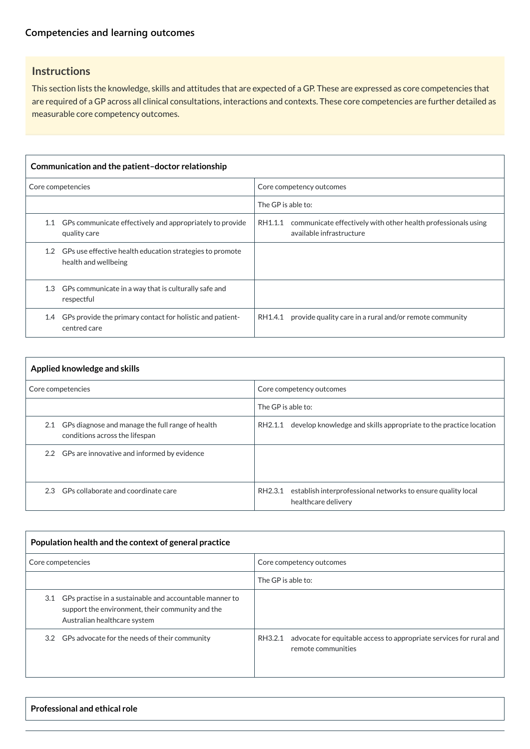## Competencies and learning outcomes

### Instructions

This section lists the knowledge, skills and attitudes that are expected of a GP. These are expressed as core competencies that are required of a GP across all clinical consultations, interactions and contexts. These core competencies are further detailed as measurable core competency outcomes.

| **Communication and the patient–doctor relationship** | |
|---|---|
| Core competencies | Core competency outcomes |
| | The GP is able to: |
| 1.1 GPs communicate effectively and appropriately to provide quality care | RH1.1.1 communicate effectively with other health professionals using available infrastructure |
| 1.2 GPs use effective health education strategies to promote health and wellbeing | |
| 1.3 GPs communicate in a way that is culturally safe and respectful | |
| 1.4 GPs provide the primary contact for holistic and patient-centred care | RH1.4.1 provide quality care in a rural and/or remote community |

| **Applied knowledge and skills** | |
|---|---|
| Core competencies | Core competency outcomes |
| | The GP is able to: |
| 2.1 GPs diagnose and manage the full range of health conditions across the lifespan | RH2.1.1 develop knowledge and skills appropriate to the practice location |
| 2.2 GPs are innovative and informed by evidence | |
| 2.3 GPs collaborate and coordinate care | RH2.3.1 establish interprofessional networks to ensure quality local healthcare delivery |

| **Population health and the context of general practice** | |
|---|---|
| Core competencies | Core competency outcomes |
| | The GP is able to: |
| 3.1 GPs practise in a sustainable and accountable manner to support the environment, their community and the Australian healthcare system | |
| 3.2 GPs advocate for the needs of their community | RH3.2.1 advocate for equitable access to appropriate services for rural and remote communities |

| **Professional and ethical role** |
|---|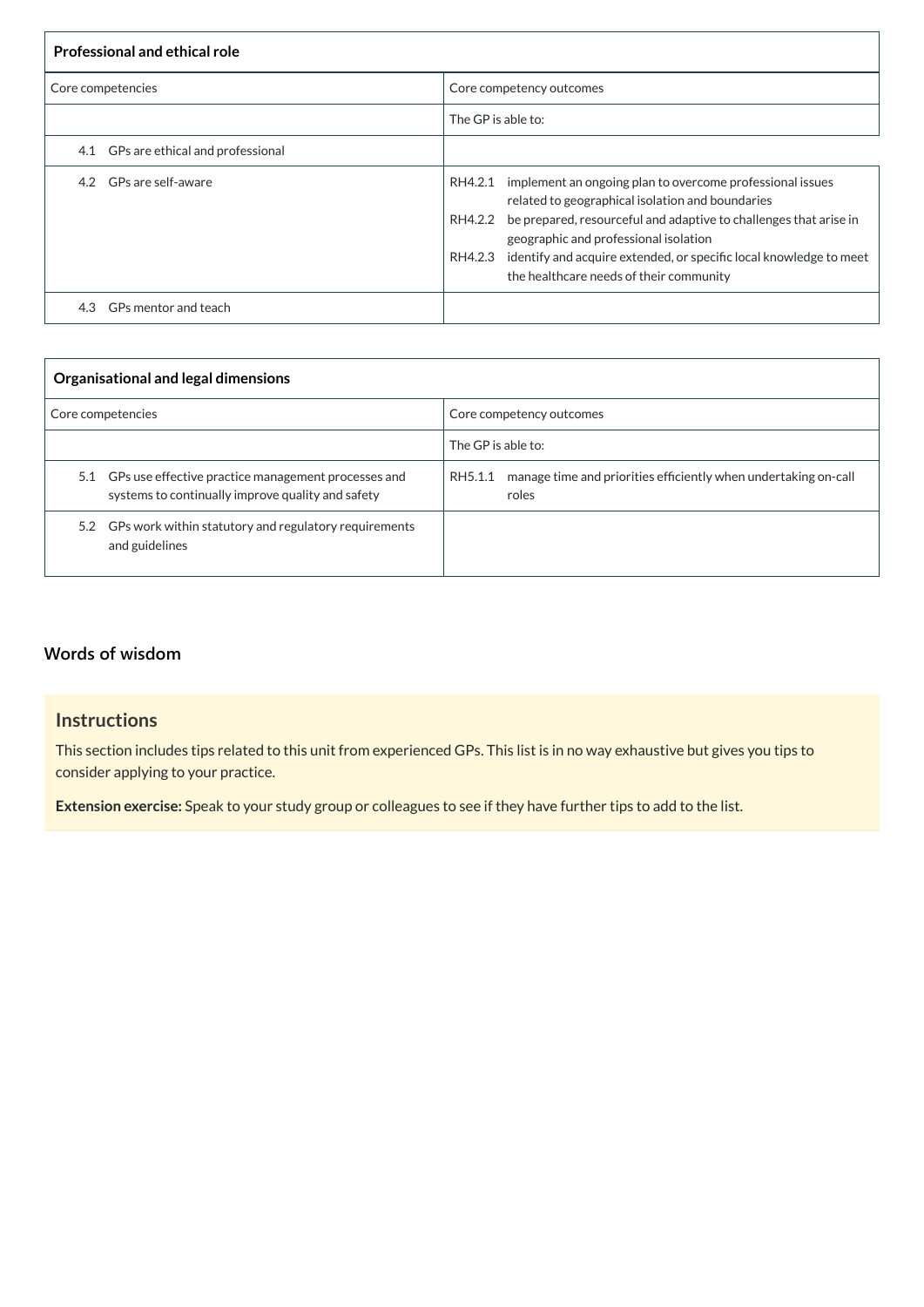| **Professional and ethical role** | |
|---|---|
| Core competencies | Core competency outcomes |
| | The GP is able to: |
| 4.1 GPs are ethical and professional | |
| 4.2 GPs are self-aware | RH4.2.1 implement an ongoing plan to overcome professional issues related to geographical isolation and boundaries<br>RH4.2.2 be prepared, resourceful and adaptive to challenges that arise in geographic and professional isolation<br>RH4.2.3 identify and acquire extended, or specific local knowledge to meet the healthcare needs of their community |
| 4.3 GPs mentor and teach | |

| **Organisational and legal dimensions** | |
|---|---|
| Core competencies | Core competency outcomes |
| | The GP is able to: |
| 5.1 GPs use effective practice management processes and systems to continually improve quality and safety | RH5.1.1 manage time and priorities efficiently when undertaking on-call roles |
| 5.2 GPs work within statutory and regulatory requirements and guidelines | |

## Words of wisdom

### Instructions

This section includes tips related to this unit from experienced GPs. This list is in no way exhaustive but gives you tips to consider applying to your practice.

**Extension exercise:** Speak to your study group or colleagues to see if they have further tips to add to the list.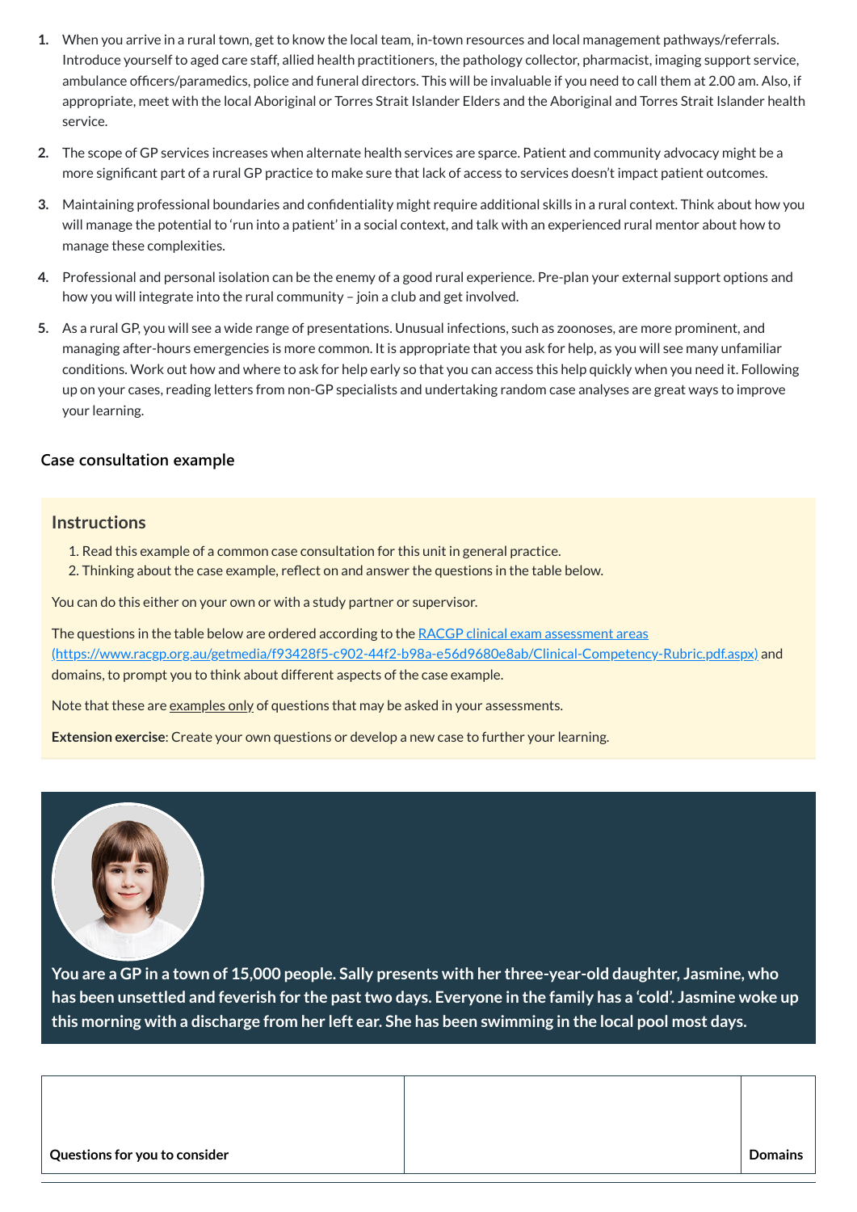1. When you arrive in a rural town, get to know the local team, in-town resources and local management pathways/referrals. Introduce yourself to aged care staff, allied health practitioners, the pathology collector, pharmacist, imaging support service, ambulance officers/paramedics, police and funeral directors. This will be invaluable if you need to call them at 2.00 am. Also, if appropriate, meet with the local Aboriginal or Torres Strait Islander Elders and the Aboriginal and Torres Strait Islander health service.
2. The scope of GP services increases when alternate health services are sparce. Patient and community advocacy might be a more significant part of a rural GP practice to make sure that lack of access to services doesn't impact patient outcomes.
3. Maintaining professional boundaries and confidentiality might require additional skills in a rural context. Think about how you will manage the potential to 'run into a patient' in a social context, and talk with an experienced rural mentor about how to manage these complexities.
4. Professional and personal isolation can be the enemy of a good rural experience. Pre-plan your external support options and how you will integrate into the rural community – join a club and get involved.
5. As a rural GP, you will see a wide range of presentations. Unusual infections, such as zoonoses, are more prominent, and managing after-hours emergencies is more common. It is appropriate that you ask for help, as you will see many unfamiliar conditions. Work out how and where to ask for help early so that you can access this help quickly when you need it. Following up on your cases, reading letters from non-GP specialists and undertaking random case analyses are great ways to improve your learning.

### Case consultation example

#### Instructions

1. Read this example of a common case consultation for this unit in general practice.
2. Thinking about the case example, reflect on and answer the questions in the table below.

You can do this either on your own or with a study partner or supervisor.

The questions in the table below are ordered according to the [RACGP clinical exam assessment areas (https://www.racgp.org.au/getmedia/f93428f5-c902-44f2-b98a-e56d9680e8ab/Clinical-Competency-Rubric.pdf.aspx)](https://www.racgp.org.au/getmedia/f93428f5-c902-44f2-b98a-e56d9680e8ab/Clinical-Competency-Rubric.pdf.aspx) and domains, to prompt you to think about different aspects of the case example.

Note that these are examples only of questions that may be asked in your assessments.

**Extension exercise**: Create your own questions or develop a new case to further your learning.

**You are a GP in a town of 15,000 people. Sally presents with her three-year-old daughter, Jasmine, who has been unsettled and feverish for the past two days. Everyone in the family has a 'cold'. Jasmine woke up this morning with a discharge from her left ear. She has been swimming in the local pool most days.**

| Questions for you to consider | | Domains |
|---|---|---|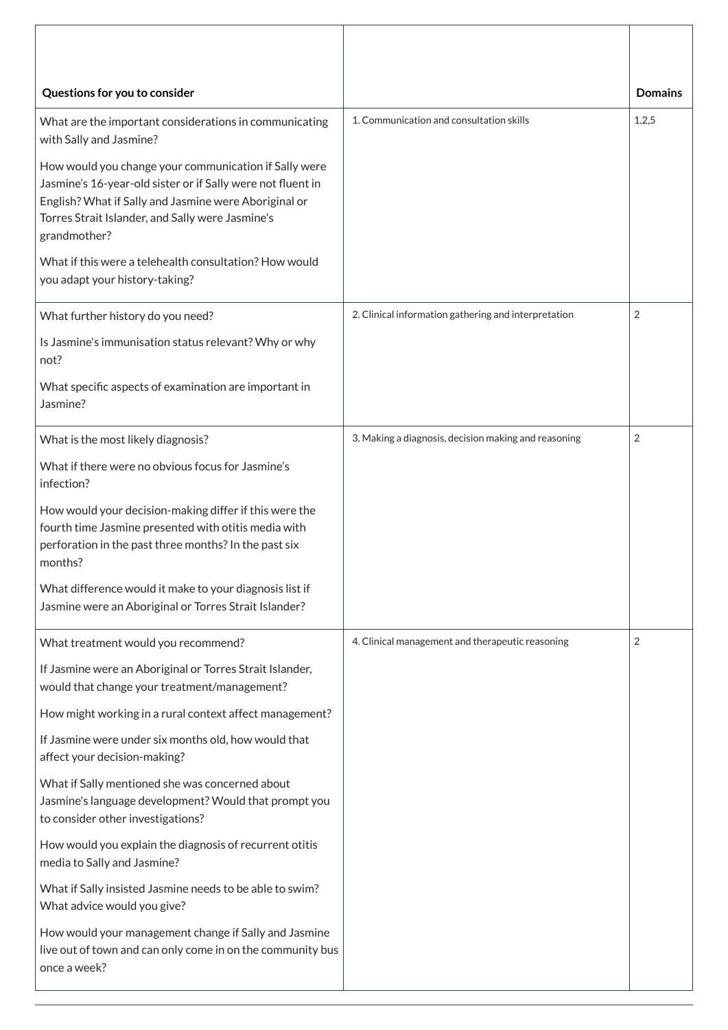| Questions for you to consider | | Domains |
|---|---|---|
| What are the important considerations in communicating with Sally and Jasmine?<br><br>How would you change your communication if Sally were Jasmine's 16-year-old sister or if Sally were not fluent in English? What if Sally and Jasmine were Aboriginal or Torres Strait Islander, and Sally were Jasmine's grandmother?<br><br>What if this were a telehealth consultation? How would you adapt your history-taking? | 1. Communication and consultation skills | 1,2,5 |
| What further history do you need?<br><br>Is Jasmine's immunisation status relevant? Why or why not?<br><br>What specific aspects of examination are important in Jasmine? | 2. Clinical information gathering and interpretation | 2 |
| What is the most likely diagnosis?<br><br>What if there were no obvious focus for Jasmine's infection?<br><br>How would your decision-making differ if this were the fourth time Jasmine presented with otitis media with perforation in the past three months? In the past six months?<br><br>What difference would it make to your diagnosis list if Jasmine were an Aboriginal or Torres Strait Islander? | 3. Making a diagnosis, decision making and reasoning | 2 |
| What treatment would you recommend?<br><br>If Jasmine were an Aboriginal or Torres Strait Islander, would that change your treatment/management?<br><br>How might working in a rural context affect management?<br><br>If Jasmine were under six months old, how would that affect your decision-making?<br><br>What if Sally mentioned she was concerned about Jasmine's language development? Would that prompt you to consider other investigations?<br><br>How would you explain the diagnosis of recurrent otitis media to Sally and Jasmine?<br><br>What if Sally insisted Jasmine needs to be able to swim? What advice would you give?<br><br>How would your management change if Sally and Jasmine live out of town and can only come in on the community bus once a week? | 4. Clinical management and therapeutic reasoning | 2 |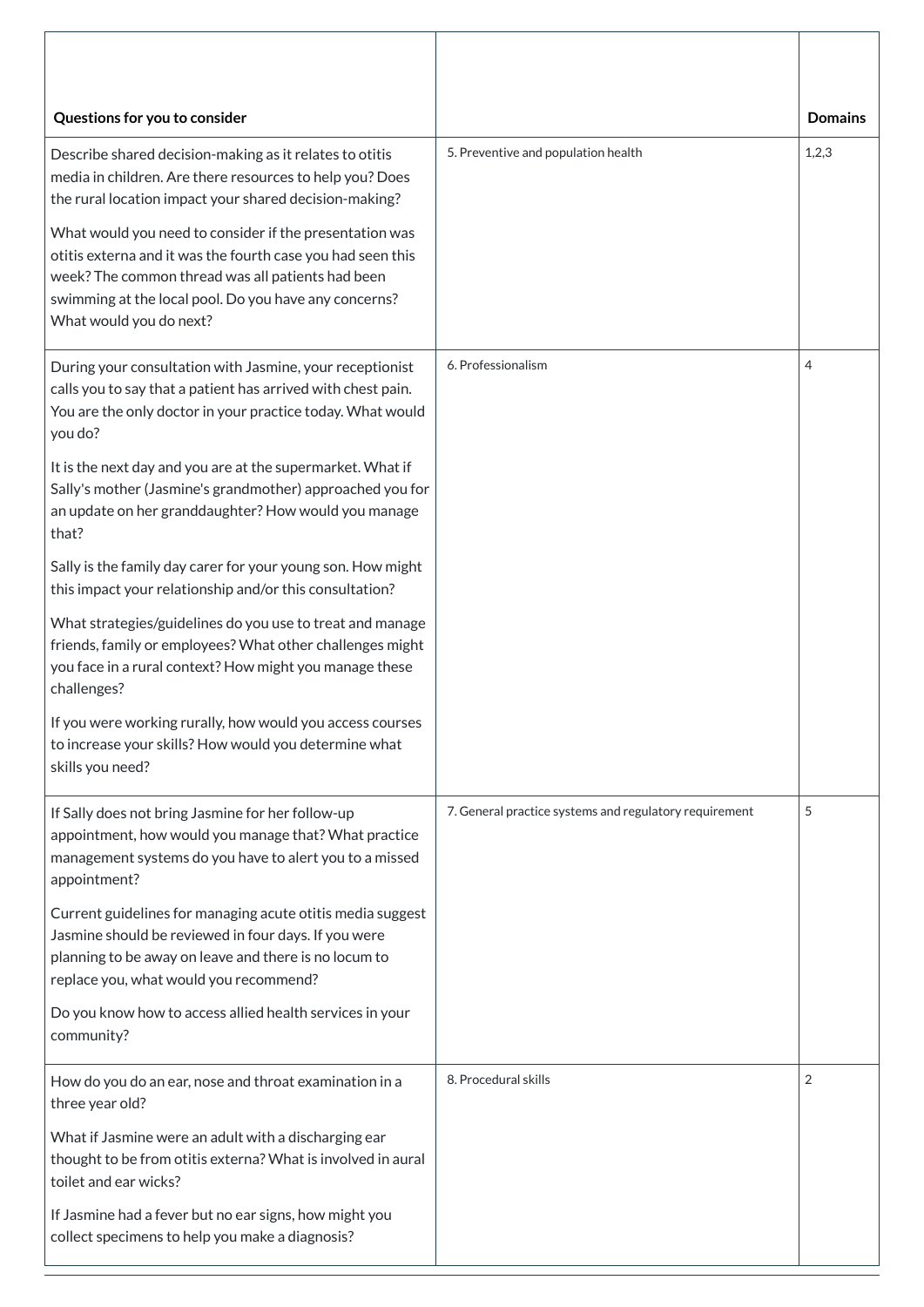| Questions for you to consider | | Domains |
|---|---|---|
| Describe shared decision-making as it relates to otitis media in children. Are there resources to help you? Does the rural location impact your shared decision-making?<br><br>What would you need to consider if the presentation was otitis externa and it was the fourth case you had seen this week? The common thread was all patients had been swimming at the local pool. Do you have any concerns? What would you do next? | 5. Preventive and population health | 1,2,3 |
| During your consultation with Jasmine, your receptionist calls you to say that a patient has arrived with chest pain. You are the only doctor in your practice today. What would you do?<br><br>It is the next day and you are at the supermarket. What if Sally's mother (Jasmine's grandmother) approached you for an update on her granddaughter? How would you manage that?<br><br>Sally is the family day carer for your young son. How might this impact your relationship and/or this consultation?<br><br>What strategies/guidelines do you use to treat and manage friends, family or employees? What other challenges might you face in a rural context? How might you manage these challenges?<br><br>If you were working rurally, how would you access courses to increase your skills? How would you determine what skills you need? | 6. Professionalism | 4 |
| If Sally does not bring Jasmine for her follow-up appointment, how would you manage that? What practice management systems do you have to alert you to a missed appointment?<br><br>Current guidelines for managing acute otitis media suggest Jasmine should be reviewed in four days. If you were planning to be away on leave and there is no locum to replace you, what would you recommend?<br><br>Do you know how to access allied health services in your community? | 7. General practice systems and regulatory requirement | 5 |
| How do you do an ear, nose and throat examination in a three year old?<br><br>What if Jasmine were an adult with a discharging ear thought to be from otitis externa? What is involved in aural toilet and ear wicks?<br><br>If Jasmine had a fever but no ear signs, how might you collect specimens to help you make a diagnosis? | 8. Procedural skills | 2 |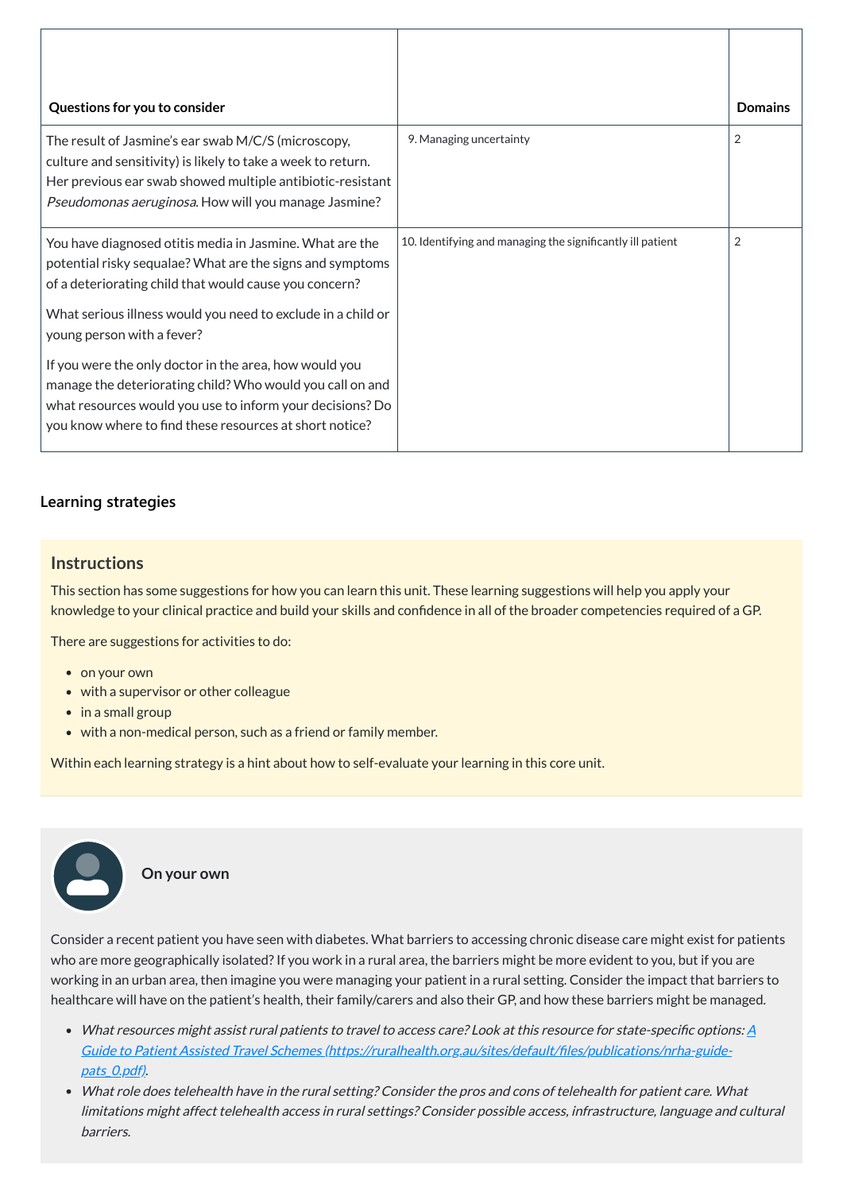| Questions for you to consider | | Domains |
| --- | --- | --- |
| The result of Jasmine's ear swab M/C/S (microscopy, culture and sensitivity) is likely to take a week to return. Her previous ear swab showed multiple antibiotic-resistant *Pseudomonas aeruginosa*. How will you manage Jasmine? | 9. Managing uncertainty | 2 |
| You have diagnosed otitis media in Jasmine. What are the potential risky sequalae? What are the signs and symptoms of a deteriorating child that would cause you concern?<br><br>What serious illness would you need to exclude in a child or young person with a fever?<br><br>If you were the only doctor in the area, how would you manage the deteriorating child? Who would you call on and what resources would you use to inform your decisions? Do you know where to find these resources at short notice? | 10. Identifying and managing the significantly ill patient | 2 |

### Learning strategies

#### Instructions

This section has some suggestions for how you can learn this unit. These learning suggestions will help you apply your knowledge to your clinical practice and build your skills and confidence in all of the broader competencies required of a GP.

There are suggestions for activities to do:

- on your own
- with a supervisor or other colleague
- in a small group
- with a non-medical person, such as a friend or family member.

Within each learning strategy is a hint about how to self-evaluate your learning in this core unit.

#### On your own

Consider a recent patient you have seen with diabetes. What barriers to accessing chronic disease care might exist for patients who are more geographically isolated? If you work in a rural area, the barriers might be more evident to you, but if you are working in an urban area, then imagine you were managing your patient in a rural setting. Consider the impact that barriers to healthcare will have on the patient's health, their family/carers and also their GP, and how these barriers might be managed.

- *What resources might assist rural patients to travel to access care? Look at this resource for state-specific options: [A Guide to Patient Assisted Travel Schemes (https://ruralhealth.org.au/sites/default/files/publications/nrha-guide-pats_0.pdf)](https://ruralhealth.org.au/sites/default/files/publications/nrha-guide-pats_0.pdf).*
- *What role does telehealth have in the rural setting? Consider the pros and cons of telehealth for patient care. What limitations might affect telehealth access in rural settings? Consider possible access, infrastructure, language and cultural barriers.*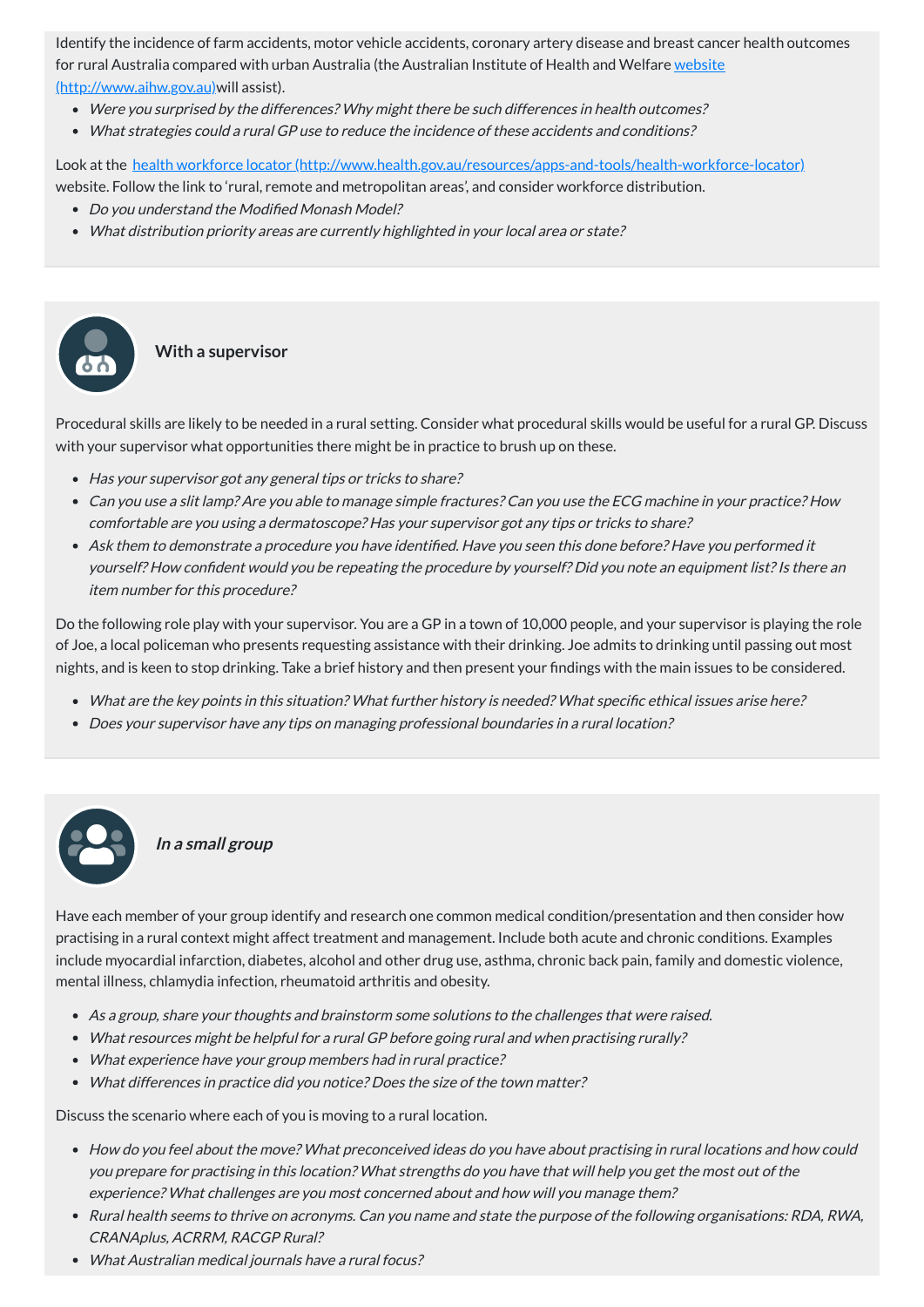Identify the incidence of farm accidents, motor vehicle accidents, coronary artery disease and breast cancer health outcomes for rural Australia compared with urban Australia (the Australian Institute of Health and Welfare [website (http://www.aihw.gov.au)](http://www.aihw.gov.au)will assist).

- *Were you surprised by the differences? Why might there be such differences in health outcomes?*
- *What strategies could a rural GP use to reduce the incidence of these accidents and conditions?*

Look at the [health workforce locator (http://www.health.gov.au/resources/apps-and-tools/health-workforce-locator)](http://www.health.gov.au/resources/apps-and-tools/health-workforce-locator) website. Follow the link to 'rural, remote and metropolitan areas', and consider workforce distribution.

- *Do you understand the Modified Monash Model?*
- *What distribution priority areas are currently highlighted in your local area or state?*

### With a supervisor

Procedural skills are likely to be needed in a rural setting. Consider what procedural skills would be useful for a rural GP. Discuss with your supervisor what opportunities there might be in practice to brush up on these.

- *Has your supervisor got any general tips or tricks to share?*
- *Can you use a slit lamp? Are you able to manage simple fractures? Can you use the ECG machine in your practice? How comfortable are you using a dermatoscope? Has your supervisor got any tips or tricks to share?*
- *Ask them to demonstrate a procedure you have identified. Have you seen this done before? Have you performed it yourself? How confident would you be repeating the procedure by yourself? Did you note an equipment list? Is there an item number for this procedure?*

Do the following role play with your supervisor. You are a GP in a town of 10,000 people, and your supervisor is playing the role of Joe, a local policeman who presents requesting assistance with their drinking. Joe admits to drinking until passing out most nights, and is keen to stop drinking. Take a brief history and then present your findings with the main issues to be considered.

- *What are the key points in this situation? What further history is needed? What specific ethical issues arise here?*
- *Does your supervisor have any tips on managing professional boundaries in a rural location?*

### *In a small group*

Have each member of your group identify and research one common medical condition/presentation and then consider how practising in a rural context might affect treatment and management. Include both acute and chronic conditions. Examples include myocardial infarction, diabetes, alcohol and other drug use, asthma, chronic back pain, family and domestic violence, mental illness, chlamydia infection, rheumatoid arthritis and obesity.

- *As a group, share your thoughts and brainstorm some solutions to the challenges that were raised.*
- *What resources might be helpful for a rural GP before going rural and when practising rurally?*
- *What experience have your group members had in rural practice?*
- *What differences in practice did you notice? Does the size of the town matter?*

Discuss the scenario where each of you is moving to a rural location.

- *How do you feel about the move? What preconceived ideas do you have about practising in rural locations and how could you prepare for practising in this location? What strengths do you have that will help you get the most out of the experience? What challenges are you most concerned about and how will you manage them?*
- *Rural health seems to thrive on acronyms. Can you name and state the purpose of the following organisations: RDA, RWA, CRANAplus, ACRRM, RACGP Rural?*
- *What Australian medical journals have a rural focus?*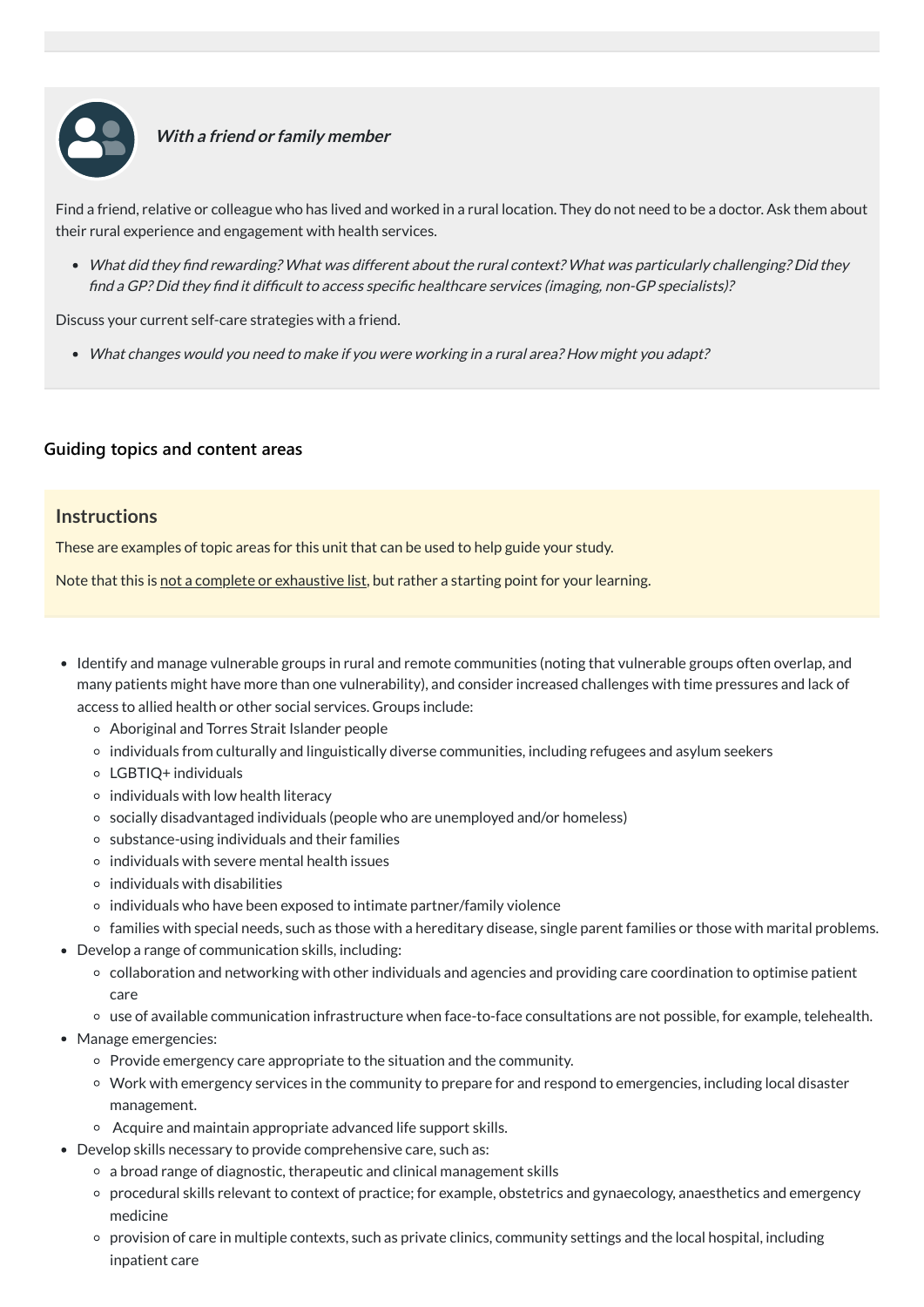***With a friend or family member***

Find a friend, relative or colleague who has lived and worked in a rural location. They do not need to be a doctor. Ask them about their rural experience and engagement with health services.

- *What did they find rewarding? What was different about the rural context? What was particularly challenging? Did they find a GP? Did they find it difficult to access specific healthcare services (imaging, non-GP specialists)?*

Discuss your current self-care strategies with a friend.

- *What changes would you need to make if you were working in a rural area? How might you adapt?*

### Guiding topics and content areas

## Instructions

These are examples of topic areas for this unit that can be used to help guide your study.

Note that this is not a complete or exhaustive list, but rather a starting point for your learning.

- Identify and manage vulnerable groups in rural and remote communities (noting that vulnerable groups often overlap, and many patients might have more than one vulnerability), and consider increased challenges with time pressures and lack of access to allied health or other social services. Groups include:
  - Aboriginal and Torres Strait Islander people
  - individuals from culturally and linguistically diverse communities, including refugees and asylum seekers
  - LGBTIQ+ individuals
  - individuals with low health literacy
  - socially disadvantaged individuals (people who are unemployed and/or homeless)
  - substance-using individuals and their families
  - individuals with severe mental health issues
  - individuals with disabilities
  - individuals who have been exposed to intimate partner/family violence
  - families with special needs, such as those with a hereditary disease, single parent families or those with marital problems.
- Develop a range of communication skills, including:
  - collaboration and networking with other individuals and agencies and providing care coordination to optimise patient care
  - use of available communication infrastructure when face-to-face consultations are not possible, for example, telehealth.
- Manage emergencies:
  - Provide emergency care appropriate to the situation and the community.
  - Work with emergency services in the community to prepare for and respond to emergencies, including local disaster management.
  - Acquire and maintain appropriate advanced life support skills.
- Develop skills necessary to provide comprehensive care, such as:
  - a broad range of diagnostic, therapeutic and clinical management skills
  - procedural skills relevant to context of practice; for example, obstetrics and gynaecology, anaesthetics and emergency medicine
  - provision of care in multiple contexts, such as private clinics, community settings and the local hospital, including inpatient care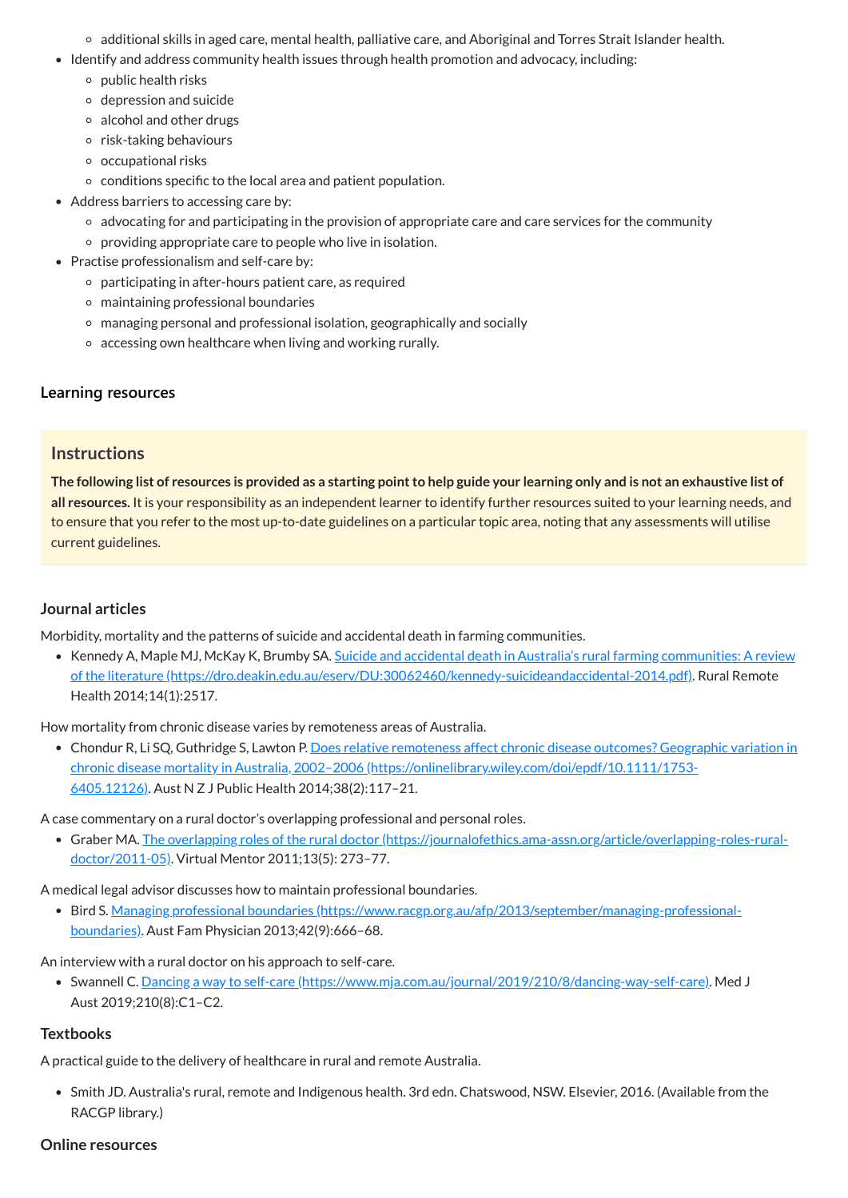- additional skills in aged care, mental health, palliative care, and Aboriginal and Torres Strait Islander health.
- Identify and address community health issues through health promotion and advocacy, including:
  - public health risks
  - depression and suicide
  - alcohol and other drugs
  - risk-taking behaviours
  - occupational risks
  - conditions specific to the local area and patient population.
- Address barriers to accessing care by:
  - advocating for and participating in the provision of appropriate care and care services for the community
  - providing appropriate care to people who live in isolation.
- Practise professionalism and self-care by:
  - participating in after-hours patient care, as required
  - maintaining professional boundaries
  - managing personal and professional isolation, geographically and socially
  - accessing own healthcare when living and working rurally.

### Learning resources

#### Instructions

**The following list of resources is provided as a starting point to help guide your learning only and is not an exhaustive list of all resources.** It is your responsibility as an independent learner to identify further resources suited to your learning needs, and to ensure that you refer to the most up-to-date guidelines on a particular topic area, noting that any assessments will utilise current guidelines.

### Journal articles

Morbidity, mortality and the patterns of suicide and accidental death in farming communities.

- Kennedy A, Maple MJ, McKay K, Brumby SA. [Suicide and accidental death in Australia's rural farming communities: A review of the literature (https://dro.deakin.edu.au/eserv/DU:30062460/kennedy-suicideandaccidental-2014.pdf)](https://dro.deakin.edu.au/eserv/DU:30062460/kennedy-suicideandaccidental-2014.pdf). Rural Remote Health 2014;14(1):2517.

How mortality from chronic disease varies by remoteness areas of Australia.

- Chondur R, Li SQ, Guthridge S, Lawton P. [Does relative remoteness affect chronic disease outcomes? Geographic variation in chronic disease mortality in Australia, 2002–2006 (https://onlinelibrary.wiley.com/doi/epdf/10.1111/1753-6405.12126)](https://onlinelibrary.wiley.com/doi/epdf/10.1111/1753-6405.12126). Aust N Z J Public Health 2014;38(2):117–21.

A case commentary on a rural doctor's overlapping professional and personal roles.

- Graber MA. [The overlapping roles of the rural doctor (https://journalofethics.ama-assn.org/article/overlapping-roles-rural-doctor/2011-05)](https://journalofethics.ama-assn.org/article/overlapping-roles-rural-doctor/2011-05). Virtual Mentor 2011;13(5): 273–77.

A medical legal advisor discusses how to maintain professional boundaries.

- Bird S. [Managing professional boundaries (https://www.racgp.org.au/afp/2013/september/managing-professional-boundaries)](https://www.racgp.org.au/afp/2013/september/managing-professional-boundaries). Aust Fam Physician 2013;42(9):666–68.

An interview with a rural doctor on his approach to self-care.

- Swannell C. [Dancing a way to self-care (https://www.mja.com.au/journal/2019/210/8/dancing-way-self-care)](https://www.mja.com.au/journal/2019/210/8/dancing-way-self-care). Med J Aust 2019;210(8):C1–C2.

### Textbooks

A practical guide to the delivery of healthcare in rural and remote Australia.

- Smith JD. Australia's rural, remote and Indigenous health. 3rd edn. Chatswood, NSW. Elsevier, 2016. (Available from the RACGP library.)

### Online resources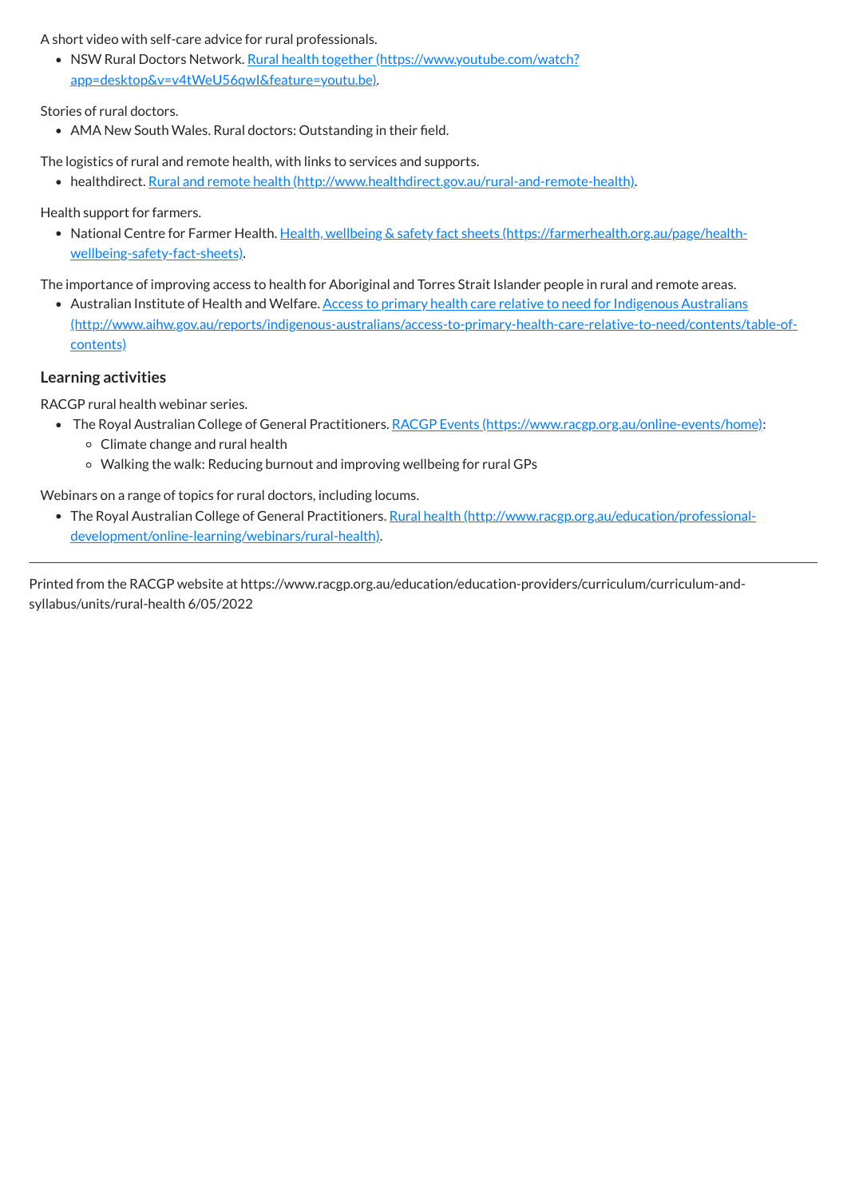A short video with self-care advice for rural professionals.

- NSW Rural Doctors Network. [Rural health together (https://www.youtube.com/watch?app=desktop&v=v4tWeU56qwI&feature=youtu.be)](https://www.youtube.com/watch?app=desktop&v=v4tWeU56qwI&feature=youtu.be).

Stories of rural doctors.

- AMA New South Wales. Rural doctors: Outstanding in their field.

The logistics of rural and remote health, with links to services and supports.

- healthdirect. [Rural and remote health (http://www.healthdirect.gov.au/rural-and-remote-health)](http://www.healthdirect.gov.au/rural-and-remote-health).

Health support for farmers.

- National Centre for Farmer Health. [Health, wellbeing & safety fact sheets (https://farmerhealth.org.au/page/health-wellbeing-safety-fact-sheets)](https://farmerhealth.org.au/page/health-wellbeing-safety-fact-sheets).

The importance of improving access to health for Aboriginal and Torres Strait Islander people in rural and remote areas.

- Australian Institute of Health and Welfare. [Access to primary health care relative to need for Indigenous Australians (http://www.aihw.gov.au/reports/indigenous-australians/access-to-primary-health-care-relative-to-need/contents/table-of-contents)](http://www.aihw.gov.au/reports/indigenous-australians/access-to-primary-health-care-relative-to-need/contents/table-of-contents)

## Learning activities

RACGP rural health webinar series.

- The Royal Australian College of General Practitioners. [RACGP Events (https://www.racgp.org.au/online-events/home)](https://www.racgp.org.au/online-events/home):
  - Climate change and rural health
  - Walking the walk: Reducing burnout and improving wellbeing for rural GPs

Webinars on a range of topics for rural doctors, including locums.

- The Royal Australian College of General Practitioners. [Rural health (http://www.racgp.org.au/education/professional-development/online-learning/webinars/rural-health)](http://www.racgp.org.au/education/professional-development/online-learning/webinars/rural-health).

---

Printed from the RACGP website at https://www.racgp.org.au/education/education-providers/curriculum/curriculum-and-syllabus/units/rural-health 6/05/2022